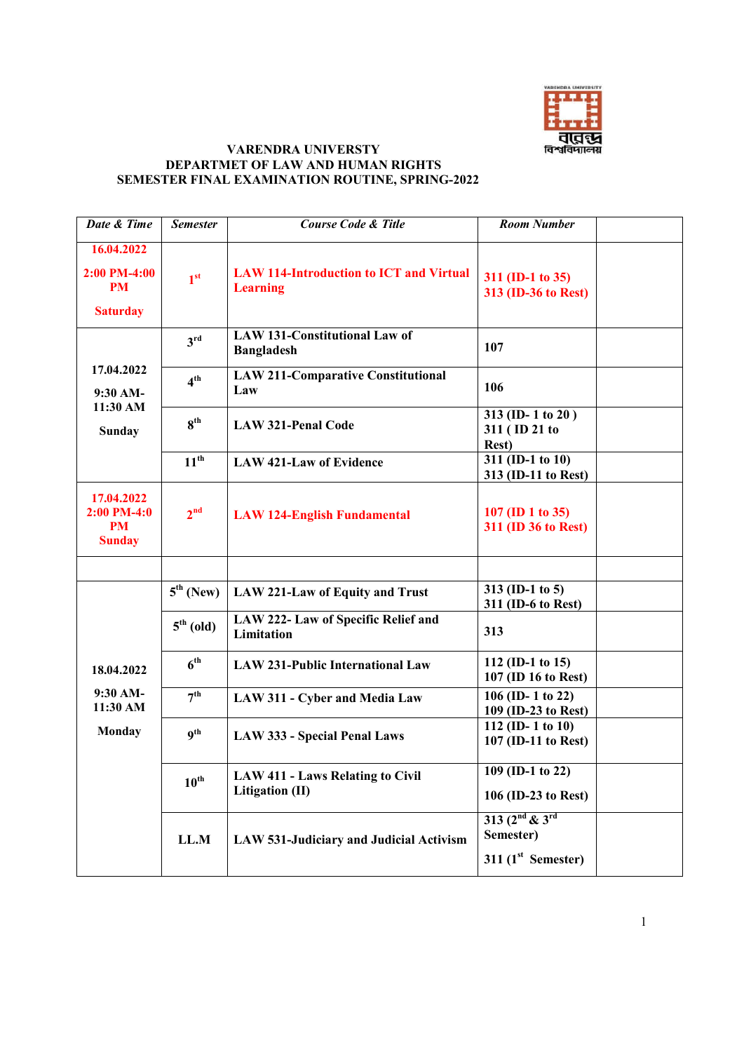VARENDRA UNIVERSITY
DEPARTMET OF LAW AND HUMAN RIGHTS
SEMESTER FINAL EXAMINATION ROUTINE, SPRING-2022

| *Date & Time* | *Semester* | *Course Code & Title* | *Room Number* | |
|---|---|---|---|---|
| 16.04.2022<br>2:00 PM-4:00 PM<br>Saturday | 1st | LAW 114-Introduction to ICT and Virtual Learning | 311 (ID-1 to 35)<br>313 (ID-36 to Rest) | |
| 17.04.2022<br>9:30 AM-11:30 AM<br>Sunday | 3rd | LAW 131-Constitutional Law of Bangladesh | 107 | |
| | 4th | LAW 211-Comparative Constitutional Law | 106 | |
| | 8th | LAW 321-Penal Code | 313 (ID- 1 to 20 )<br>311 ( ID 21 to Rest) | |
| | 11th | LAW 421-Law of Evidence | 311 (ID-1 to 10)<br>313 (ID-11 to Rest) | |
| 17.04.2022<br>2:00 PM-4:0 PM<br>Sunday | 2nd | LAW 124-English Fundamental | 107 (ID 1 to 35)<br>311 (ID 36 to Rest) | |
| | | | | |
| 18.04.2022<br>9:30 AM-11:30 AM<br>Monday | 5th (New) | LAW 221-Law of Equity and Trust | 313 (ID-1 to 5)<br>311 (ID-6 to Rest) | |
| | 5th (old) | LAW 222- Law of Specific Relief and Limitation | 313 | |
| | 6th | LAW 231-Public International Law | 112 (ID-1 to 15)<br>107 (ID 16 to Rest) | |
| | 7th | LAW 311 - Cyber and Media Law | 106 (ID- 1 to 22)<br>109 (ID-23 to Rest) | |
| | 9th | LAW 333 - Special Penal Laws | 112 (ID- 1 to 10)<br>107 (ID-11 to Rest) | |
| | 10th | LAW 411 - Laws Relating to Civil Litigation (II) | 109 (ID-1 to 22)<br>106 (ID-23 to Rest) | |
| | LL.M | LAW 531-Judiciary and Judicial Activism | 313 (2nd & 3rd Semester)<br>311 (1st Semester) | |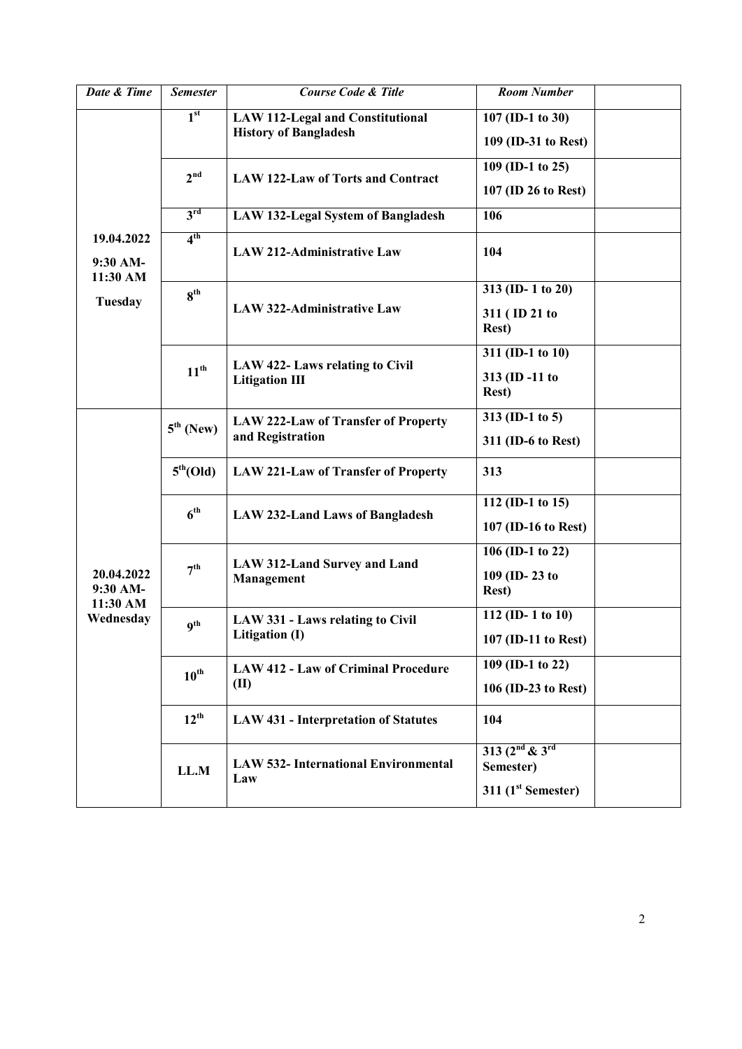| *Date & Time* | *Semester* | *Course Code & Title* | *Room Number* | |
|---|---|---|---|---|
| **19.04.2022 9:30 AM- 11:30 AM Tuesday** | **1st** | **LAW 112-Legal and Constitutional History of Bangladesh** | **107 (ID-1 to 30)** **109 (ID-31 to Rest)** | |
| | **2nd** | **LAW 122-Law of Torts and Contract** | **109 (ID-1 to 25)** **107 (ID 26 to Rest)** | |
| | **3rd** | **LAW 132-Legal System of Bangladesh** | **106** | |
| | **4th** | **LAW 212-Administrative Law** | **104** | |
| | **8th** | **LAW 322-Administrative Law** | **313 (ID- 1 to 20)** **311 ( ID 21 to Rest)** | |
| | **11th** | **LAW 422- Laws relating to Civil Litigation III** | **311 (ID-1 to 10)** **313 (ID -11 to Rest)** | |
| **20.04.2022 9:30 AM- 11:30 AM Wednesday** | **5th (New)** | **LAW 222-Law of Transfer of Property and Registration** | **313 (ID-1 to 5)** **311 (ID-6 to Rest)** | |
| | **5th(Old)** | **LAW 221-Law of Transfer of Property** | **313** | |
| | **6th** | **LAW 232-Land Laws of Bangladesh** | **112 (ID-1 to 15)** **107 (ID-16 to Rest)** | |
| | **7th** | **LAW 312-Land Survey and Land Management** | **106 (ID-1 to 22)** **109 (ID- 23 to Rest)** | |
| | **9th** | **LAW 331 - Laws relating to Civil Litigation (I)** | **112 (ID- 1 to 10)** **107 (ID-11 to Rest)** | |
| | **10th** | **LAW 412 - Law of Criminal Procedure (II)** | **109 (ID-1 to 22)** **106 (ID-23 to Rest)** | |
| | **12th** | **LAW 431 - Interpretation of Statutes** | **104** | |
| | **LL.M** | **LAW 532- International Environmental Law** | **313 (2nd & 3rd Semester)** **311 (1st Semester)** | |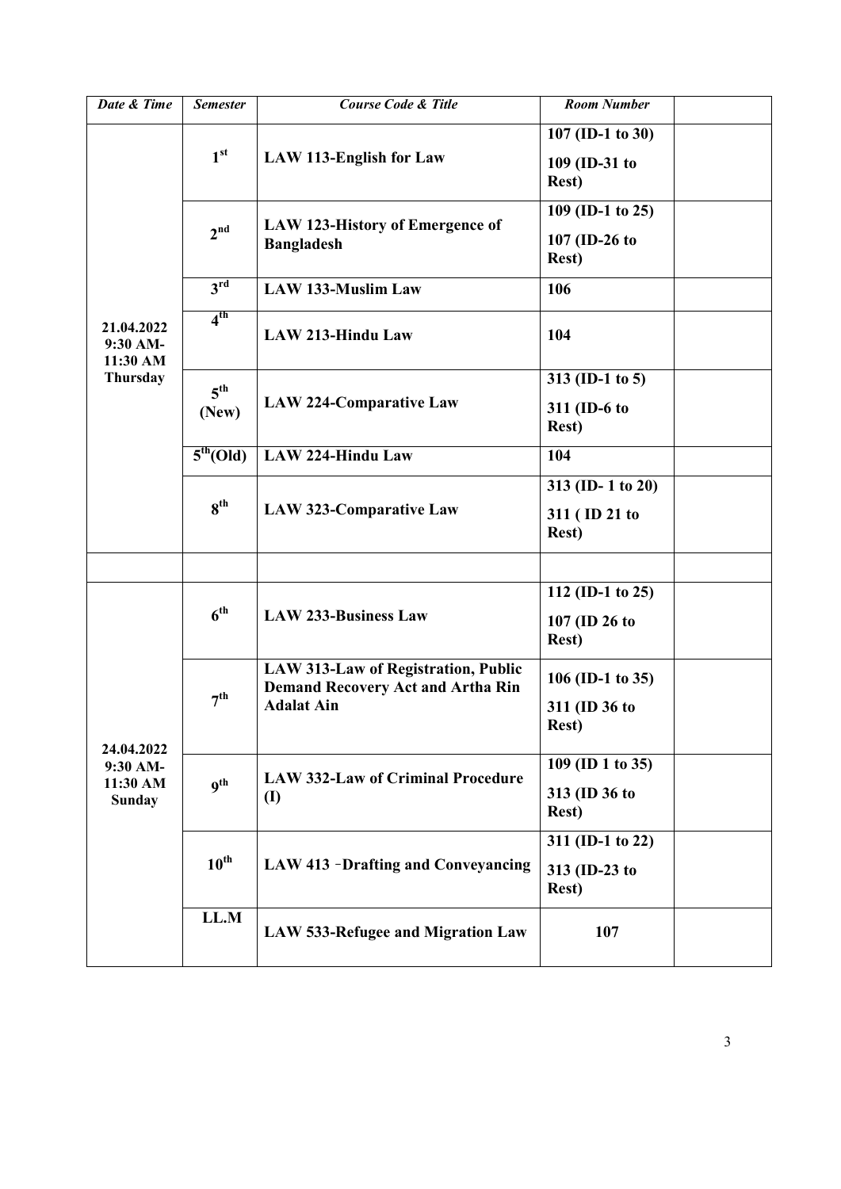| Date & Time | Semester | Course Code & Title | Room Number | |
|---|---|---|---|---|
| 21.04.2022 9:30 AM- 11:30 AM Thursday | 1st | LAW 113-English for Law | 107 (ID-1 to 30) 109 (ID-31 to Rest) | |
| | 2nd | LAW 123-History of Emergence of Bangladesh | 109 (ID-1 to 25) 107 (ID-26 to Rest) | |
| | 3rd | LAW 133-Muslim Law | 106 | |
| | 4th | LAW 213-Hindu Law | 104 | |
| | 5th (New) | LAW 224-Comparative Law | 313 (ID-1 to 5) 311 (ID-6 to Rest) | |
| | 5th(Old) | LAW 224-Hindu Law | 104 | |
| | 8th | LAW 323-Comparative Law | 313 (ID- 1 to 20) 311 ( ID 21 to Rest) | |
| | | | | |
| 24.04.2022 9:30 AM- 11:30 AM Sunday | 6th | LAW 233-Business Law | 112 (ID-1 to 25) 107 (ID 26 to Rest) | |
| | 7th | LAW 313-Law of Registration, Public Demand Recovery Act and Artha Rin Adalat Ain | 106 (ID-1 to 35) 311 (ID 36 to Rest) | |
| | 9th | LAW 332-Law of Criminal Procedure (I) | 109 (ID 1 to 35) 313 (ID 36 to Rest) | |
| | 10th | LAW 413 -Drafting and Conveyancing | 311 (ID-1 to 22) 313 (ID-23 to Rest) | |
| | LL.M | LAW 533-Refugee and Migration Law | 107 | |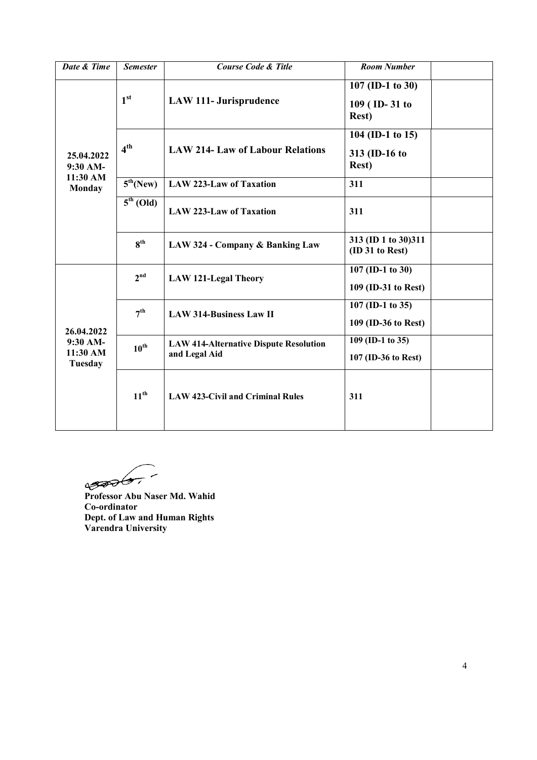| *Date & Time* | *Semester* | *Course Code & Title* | *Room Number* | |
|---|---|---|---|---|
| **25.04.2022 9:30 AM- 11:30 AM Monday** | **1st** | **LAW 111- Jurisprudence** | **107 (ID-1 to 30)** **109 ( ID- 31 to Rest)** | |
| | **4th** | **LAW 214- Law of Labour Relations** | **104 (ID-1 to 15)** **313 (ID-16 to Rest)** | |
| | **5th(New)** | **LAW 223-Law of Taxation** | **311** | |
| | **5th (Old)** | **LAW 223-Law of Taxation** | **311** | |
| | **8th** | **LAW 324 - Company & Banking Law** | **313 (ID 1 to 30)311 (ID 31 to Rest)** | |
| **26.04.2022 9:30 AM- 11:30 AM Tuesday** | **2nd** | **LAW 121-Legal Theory** | **107 (ID-1 to 30)** **109 (ID-31 to Rest)** | |
| | **7th** | **LAW 314-Business Law II** | **107 (ID-1 to 35)** **109 (ID-36 to Rest)** | |
| | **10th** | **LAW 414-Alternative Dispute Resolution and Legal Aid** | **109 (ID-1 to 35)** **107 (ID-36 to Rest)** | |
| | **11th** | **LAW 423-Civil and Criminal Rules** | **311** | |

**Professor Abu Naser Md. Wahid**
**Co-ordinator**
**Dept. of Law and Human Rights**
**Varendra University**